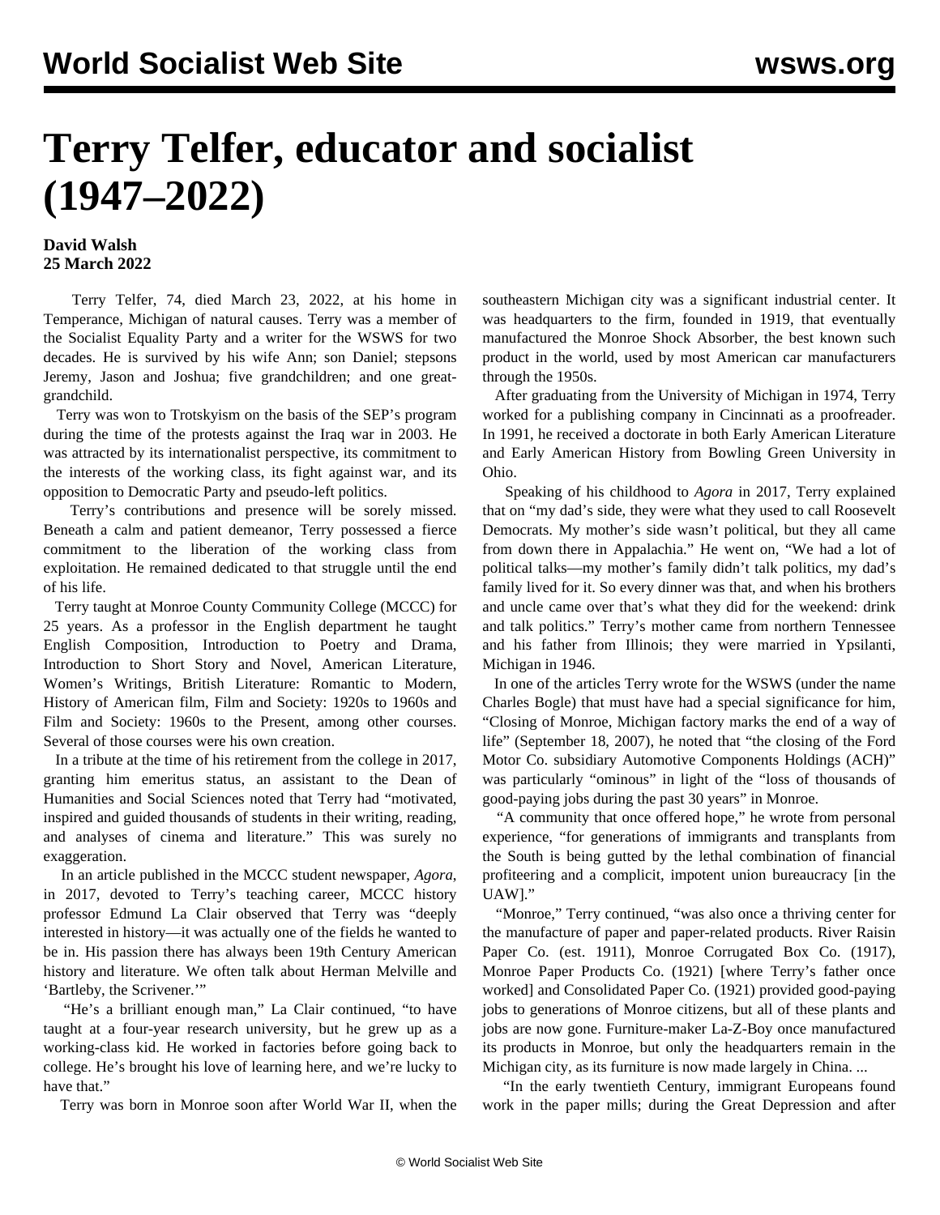# Terry Telfer, educator and socialist (1947–2022)

**David Walsh**
**25 March 2022**

Terry Telfer, 74, died March 23, 2022, at his home in Temperance, Michigan of natural causes. Terry was a member of the Socialist Equality Party and a writer for the WSWS for two decades. He is survived by his wife Ann; son Daniel; stepsons Jeremy, Jason and Joshua; five grandchildren; and one great-grandchild.

Terry was won to Trotskyism on the basis of the SEP's program during the time of the protests against the Iraq war in 2003. He was attracted by its internationalist perspective, its commitment to the interests of the working class, its fight against war, and its opposition to Democratic Party and pseudo-left politics.

Terry's contributions and presence will be sorely missed. Beneath a calm and patient demeanor, Terry possessed a fierce commitment to the liberation of the working class from exploitation. He remained dedicated to that struggle until the end of his life.

Terry taught at Monroe County Community College (MCCC) for 25 years. As a professor in the English department he taught English Composition, Introduction to Poetry and Drama, Introduction to Short Story and Novel, American Literature, Women's Writings, British Literature: Romantic to Modern, History of American film, Film and Society: 1920s to 1960s and Film and Society: 1960s to the Present, among other courses. Several of those courses were his own creation.

In a tribute at the time of his retirement from the college in 2017, granting him emeritus status, an assistant to the Dean of Humanities and Social Sciences noted that Terry had "motivated, inspired and guided thousands of students in their writing, reading, and analyses of cinema and literature." This was surely no exaggeration.

In an article published in the MCCC student newspaper, *Agora*, in 2017, devoted to Terry's teaching career, MCCC history professor Edmund La Clair observed that Terry was "deeply interested in history—it was actually one of the fields he wanted to be in. His passion there has always been 19th Century American history and literature. We often talk about Herman Melville and 'Bartleby, the Scrivener.'"

"He's a brilliant enough man," La Clair continued, "to have taught at a four-year research university, but he grew up as a working-class kid. He worked in factories before going back to college. He's brought his love of learning here, and we're lucky to have that."

Terry was born in Monroe soon after World War II, when the southeastern Michigan city was a significant industrial center. It was headquarters to the firm, founded in 1919, that eventually manufactured the Monroe Shock Absorber, the best known such product in the world, used by most American car manufacturers through the 1950s.

After graduating from the University of Michigan in 1974, Terry worked for a publishing company in Cincinnati as a proofreader. In 1991, he received a doctorate in both Early American Literature and Early American History from Bowling Green University in Ohio.

Speaking of his childhood to *Agora* in 2017, Terry explained that on "my dad's side, they were what they used to call Roosevelt Democrats. My mother's side wasn't political, but they all came from down there in Appalachia." He went on, "We had a lot of political talks—my mother's family didn't talk politics, my dad's family lived for it. So every dinner was that, and when his brothers and uncle came over that's what they did for the weekend: drink and talk politics." Terry's mother came from northern Tennessee and his father from Illinois; they were married in Ypsilanti, Michigan in 1946.

In one of the articles Terry wrote for the WSWS (under the name Charles Bogle) that must have had a special significance for him, "Closing of Monroe, Michigan factory marks the end of a way of life" (September 18, 2007), he noted that "the closing of the Ford Motor Co. subsidiary Automotive Components Holdings (ACH)" was particularly "ominous" in light of the "loss of thousands of good-paying jobs during the past 30 years" in Monroe.

"A community that once offered hope," he wrote from personal experience, "for generations of immigrants and transplants from the South is being gutted by the lethal combination of financial profiteering and a complicit, impotent union bureaucracy [in the UAW]."

"Monroe," Terry continued, "was also once a thriving center for the manufacture of paper and paper-related products. River Raisin Paper Co. (est. 1911), Monroe Corrugated Box Co. (1917), Monroe Paper Products Co. (1921) [where Terry's father once worked] and Consolidated Paper Co. (1921) provided good-paying jobs to generations of Monroe citizens, but all of these plants and jobs are now gone. Furniture-maker La-Z-Boy once manufactured its products in Monroe, but only the headquarters remain in the Michigan city, as its furniture is now made largely in China. ...

"In the early twentieth Century, immigrant Europeans found work in the paper mills; during the Great Depression and after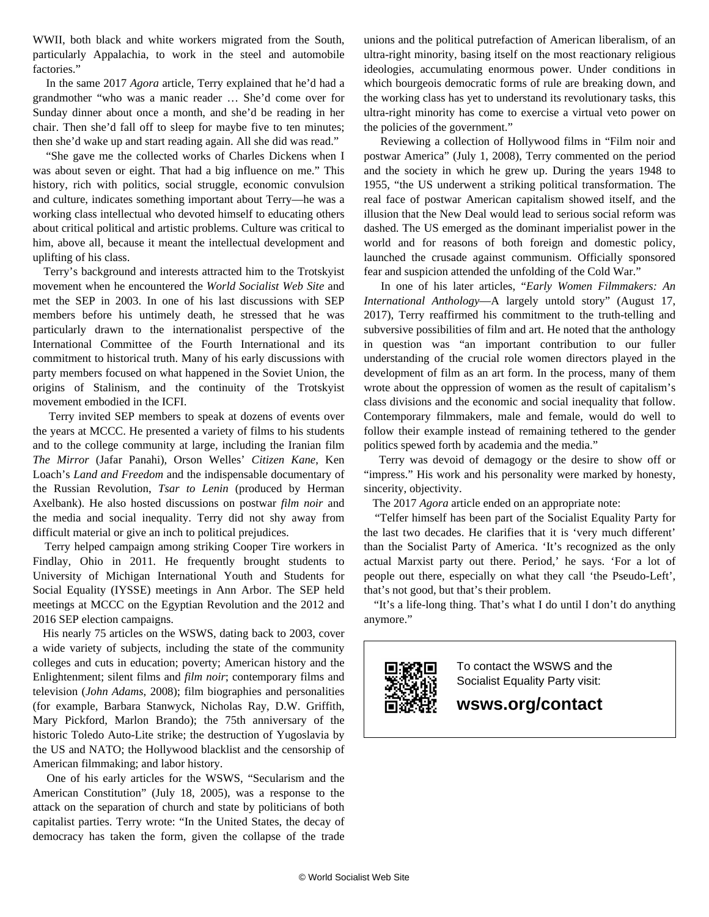WWII, both black and white workers migrated from the South, particularly Appalachia, to work in the steel and automobile factories."

In the same 2017 *Agora* article, Terry explained that he'd had a grandmother "who was a manic reader … She'd come over for Sunday dinner about once a month, and she'd be reading in her chair. Then she'd fall off to sleep for maybe five to ten minutes; then she'd wake up and start reading again. All she did was read."

"She gave me the collected works of Charles Dickens when I was about seven or eight. That had a big influence on me." This history, rich with politics, social struggle, economic convulsion and culture, indicates something important about Terry—he was a working class intellectual who devoted himself to educating others about critical political and artistic problems. Culture was critical to him, above all, because it meant the intellectual development and uplifting of his class.

Terry's background and interests attracted him to the Trotskyist movement when he encountered the *World Socialist Web Site* and met the SEP in 2003. In one of his last discussions with SEP members before his untimely death, he stressed that he was particularly drawn to the internationalist perspective of the International Committee of the Fourth International and its commitment to historical truth. Many of his early discussions with party members focused on what happened in the Soviet Union, the origins of Stalinism, and the continuity of the Trotskyist movement embodied in the ICFI.

Terry invited SEP members to speak at dozens of events over the years at MCCC. He presented a variety of films to his students and to the college community at large, including the Iranian film *The Mirror* (Jafar Panahi), Orson Welles' *Citizen Kane*, Ken Loach's *Land and Freedom* and the indispensable documentary of the Russian Revolution, *Tsar to Lenin* (produced by Herman Axelbank). He also hosted discussions on postwar *film noir* and the media and social inequality. Terry did not shy away from difficult material or give an inch to political prejudices.

Terry helped campaign among striking Cooper Tire workers in Findlay, Ohio in 2011. He frequently brought students to University of Michigan International Youth and Students for Social Equality (IYSSE) meetings in Ann Arbor. The SEP held meetings at MCCC on the Egyptian Revolution and the 2012 and 2016 SEP election campaigns.

His nearly 75 articles on the WSWS, dating back to 2003, cover a wide variety of subjects, including the state of the community colleges and cuts in education; poverty; American history and the Enlightenment; silent films and *film noir*; contemporary films and television (*John Adams*, 2008); film biographies and personalities (for example, Barbara Stanwyck, Nicholas Ray, D.W. Griffith, Mary Pickford, Marlon Brando); the 75th anniversary of the historic Toledo Auto-Lite strike; the destruction of Yugoslavia by the US and NATO; the Hollywood blacklist and the censorship of American filmmaking; and labor history.

One of his early articles for the WSWS, "Secularism and the American Constitution" (July 18, 2005), was a response to the attack on the separation of church and state by politicians of both capitalist parties. Terry wrote: "In the United States, the decay of democracy has taken the form, given the collapse of the trade unions and the political putrefaction of American liberalism, of an ultra-right minority, basing itself on the most reactionary religious ideologies, accumulating enormous power. Under conditions in which bourgeois democratic forms of rule are breaking down, and the working class has yet to understand its revolutionary tasks, this ultra-right minority has come to exercise a virtual veto power on the policies of the government."

Reviewing a collection of Hollywood films in "Film noir and postwar America" (July 1, 2008), Terry commented on the period and the society in which he grew up. During the years 1948 to 1955, "the US underwent a striking political transformation. The real face of postwar American capitalism showed itself, and the illusion that the New Deal would lead to serious social reform was dashed. The US emerged as the dominant imperialist power in the world and for reasons of both foreign and domestic policy, launched the crusade against communism. Officially sponsored fear and suspicion attended the unfolding of the Cold War."

In one of his later articles, "*Early Women Filmmakers: An International Anthology*—A largely untold story" (August 17, 2017), Terry reaffirmed his commitment to the truth-telling and subversive possibilities of film and art. He noted that the anthology in question was "an important contribution to our fuller understanding of the crucial role women directors played in the development of film as an art form. In the process, many of them wrote about the oppression of women as the result of capitalism's class divisions and the economic and social inequality that follow. Contemporary filmmakers, male and female, would do well to follow their example instead of remaining tethered to the gender politics spewed forth by academia and the media."

Terry was devoid of demagogy or the desire to show off or "impress." His work and his personality were marked by honesty, sincerity, objectivity.

The 2017 *Agora* article ended on an appropriate note:

"Telfer himself has been part of the Socialist Equality Party for the last two decades. He clarifies that it is 'very much different' than the Socialist Party of America. 'It's recognized as the only actual Marxist party out there. Period,' he says. 'For a lot of people out there, especially on what they call 'the Pseudo-Left', that's not good, but that's their problem.

"It's a life-long thing. That's what I do until I don't do anything anymore."

To contact the WSWS and the Socialist Equality Party visit:

**wsws.org/contact**